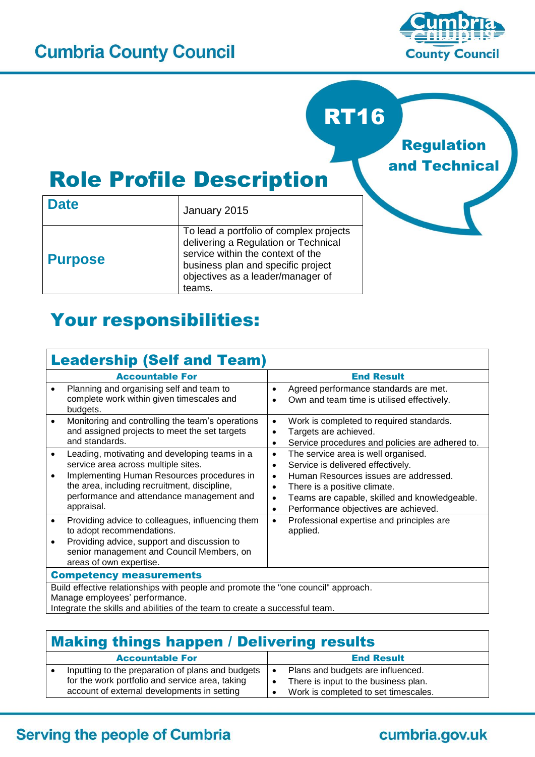# Cumbria County Council

**RT16**

**Regulation and Technical**

# Role Profile Description

| **Date** | January 2015 |
|---|---|
| **Purpose** | To lead a portfolio of complex projects delivering a Regulation or Technical service within the context of the business plan and specific project objectives as a leader/manager of teams. |

# Your responsibilities:

## Leadership (Self and Team)

| Accountable For | End Result |
|---|---|
| • Planning and organising self and team to complete work within given timescales and budgets. | • Agreed performance standards are met.<br>• Own and team time is utilised effectively. |
| • Monitoring and controlling the team's operations and assigned projects to meet the set targets and standards. | • Work is completed to required standards.<br>• Targets are achieved.<br>• Service procedures and policies are adhered to. |
| • Leading, motivating and developing teams in a service area across multiple sites.<br>• Implementing Human Resources procedures in the area, including recruitment, discipline, performance and attendance management and appraisal. | • The service area is well organised.<br>• Service is delivered effectively.<br>• Human Resources issues are addressed.<br>• There is a positive climate.<br>• Teams are capable, skilled and knowledgeable.<br>• Performance objectives are achieved. |
| • Providing advice to colleagues, influencing them to adopt recommendations.<br>• Providing advice, support and discussion to senior management and Council Members, on areas of own expertise. | • Professional expertise and principles are applied. |

**Competency measurements**

Build effective relationships with people and promote the "one council" approach.
Manage employees' performance.
Integrate the skills and abilities of the team to create a successful team.

## Making things happen / Delivering results

| Accountable For | End Result |
|---|---|
| • Inputting to the preparation of plans and budgets for the work portfolio and service area, taking account of external developments in setting | • Plans and budgets are influenced.<br>• There is input to the business plan.<br>• Work is completed to set timescales. |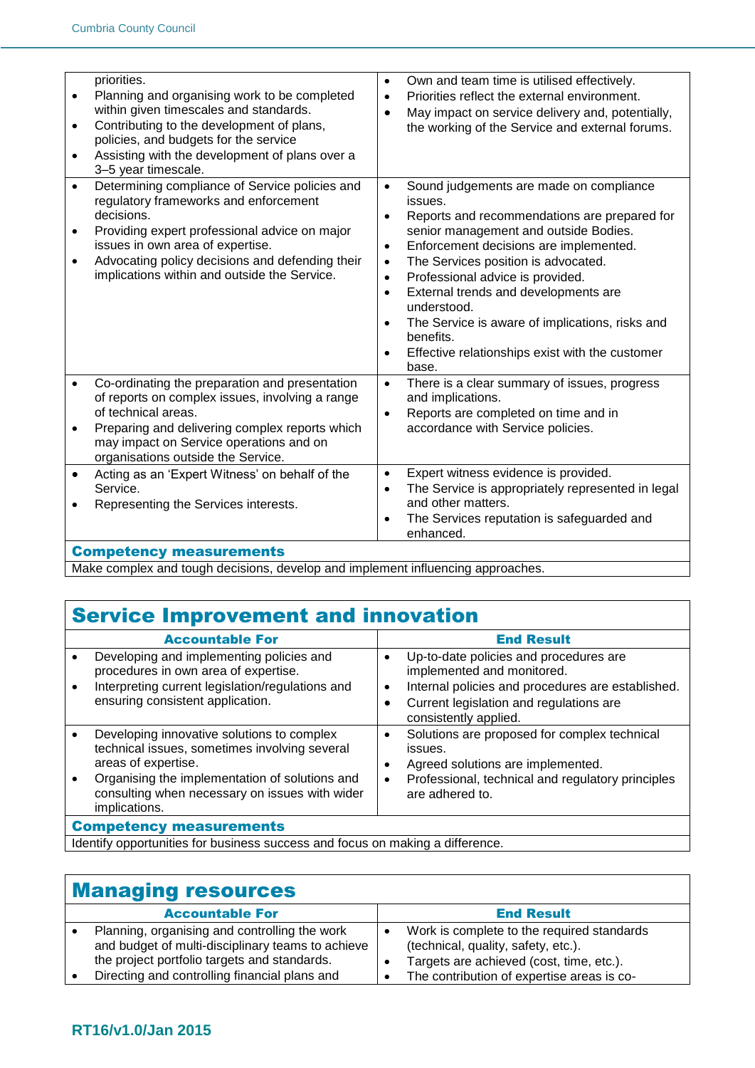| Accountable For | End Result |
|---|---|
| priorities.<br>• Planning and organising work to be completed within given timescales and standards.<br>• Contributing to the development of plans, policies, and budgets for the service<br>• Assisting with the development of plans over a 3–5 year timescale. | • Own and team time is utilised effectively.<br>• Priorities reflect the external environment.<br>• May impact on service delivery and, potentially, the working of the Service and external forums. |
| • Determining compliance of Service policies and regulatory frameworks and enforcement decisions.<br>• Providing expert professional advice on major issues in own area of expertise.<br>• Advocating policy decisions and defending their implications within and outside the Service. | • Sound judgements are made on compliance issues.<br>• Reports and recommendations are prepared for senior management and outside Bodies.<br>• Enforcement decisions are implemented.<br>• The Services position is advocated.<br>• Professional advice is provided.<br>• External trends and developments are understood.<br>• The Service is aware of implications, risks and benefits.<br>• Effective relationships exist with the customer base. |
| • Co-ordinating the preparation and presentation of reports on complex issues, involving a range of technical areas.<br>• Preparing and delivering complex reports which may impact on Service operations and on organisations outside the Service. | • There is a clear summary of issues, progress and implications.<br>• Reports are completed on time and in accordance with Service policies. |
| • Acting as an 'Expert Witness' on behalf of the Service.<br>• Representing the Services interests. | • Expert witness evidence is provided.<br>• The Service is appropriately represented in legal and other matters.<br>• The Services reputation is safeguarded and enhanced. |

**Competency measurements**

Make complex and tough decisions, develop and implement influencing approaches.

## Service Improvement and innovation

| Accountable For | End Result |
|---|---|
| • Developing and implementing policies and procedures in own area of expertise.<br>• Interpreting current legislation/regulations and ensuring consistent application. | • Up-to-date policies and procedures are implemented and monitored.<br>• Internal policies and procedures are established.<br>• Current legislation and regulations are consistently applied. |
| • Developing innovative solutions to complex technical issues, sometimes involving several areas of expertise.<br>• Organising the implementation of solutions and consulting when necessary on issues with wider implications. | • Solutions are proposed for complex technical issues.<br>• Agreed solutions are implemented.<br>• Professional, technical and regulatory principles are adhered to. |

**Competency measurements**

Identify opportunities for business success and focus on making a difference.

## Managing resources

| Accountable For | End Result |
|---|---|
| • Planning, organising and controlling the work and budget of multi-disciplinary teams to achieve the project portfolio targets and standards.<br>• Directing and controlling financial plans and | • Work is complete to the required standards (technical, quality, safety, etc.).<br>• Targets are achieved (cost, time, etc.).<br>• The contribution of expertise areas is co- |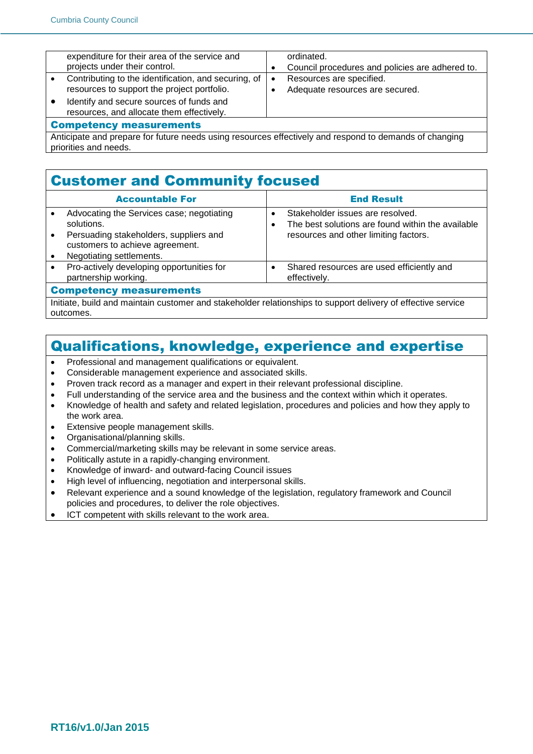| | |
|---|---|
| expenditure for their area of the service and projects under their control. | ordinated.<br>• Council procedures and policies are adhered to. |
| • Contributing to the identification, and securing, of resources to support the project portfolio.<br>• Identify and secure sources of funds and resources, and allocate them effectively. | • Resources are specified.<br>• Adequate resources are secured. |

**Competency measurements**

Anticipate and prepare for future needs using resources effectively and respond to demands of changing priorities and needs.

## Customer and Community focused

| Accountable For | End Result |
|---|---|
| • Advocating the Services case; negotiating solutions.<br>• Persuading stakeholders, suppliers and customers to achieve agreement.<br>• Negotiating settlements. | • Stakeholder issues are resolved.<br>• The best solutions are found within the available resources and other limiting factors. |
| • Pro-actively developing opportunities for partnership working. | • Shared resources are used efficiently and effectively. |

**Competency measurements**

Initiate, build and maintain customer and stakeholder relationships to support delivery of effective service outcomes.

## Qualifications, knowledge, experience and expertise

- Professional and management qualifications or equivalent.
- Considerable management experience and associated skills.
- Proven track record as a manager and expert in their relevant professional discipline.
- Full understanding of the service area and the business and the context within which it operates.
- Knowledge of health and safety and related legislation, procedures and policies and how they apply to the work area.
- Extensive people management skills.
- Organisational/planning skills.
- Commercial/marketing skills may be relevant in some service areas.
- Politically astute in a rapidly-changing environment.
- Knowledge of inward- and outward-facing Council issues
- High level of influencing, negotiation and interpersonal skills.
- Relevant experience and a sound knowledge of the legislation, regulatory framework and Council policies and procedures, to deliver the role objectives.
- ICT competent with skills relevant to the work area.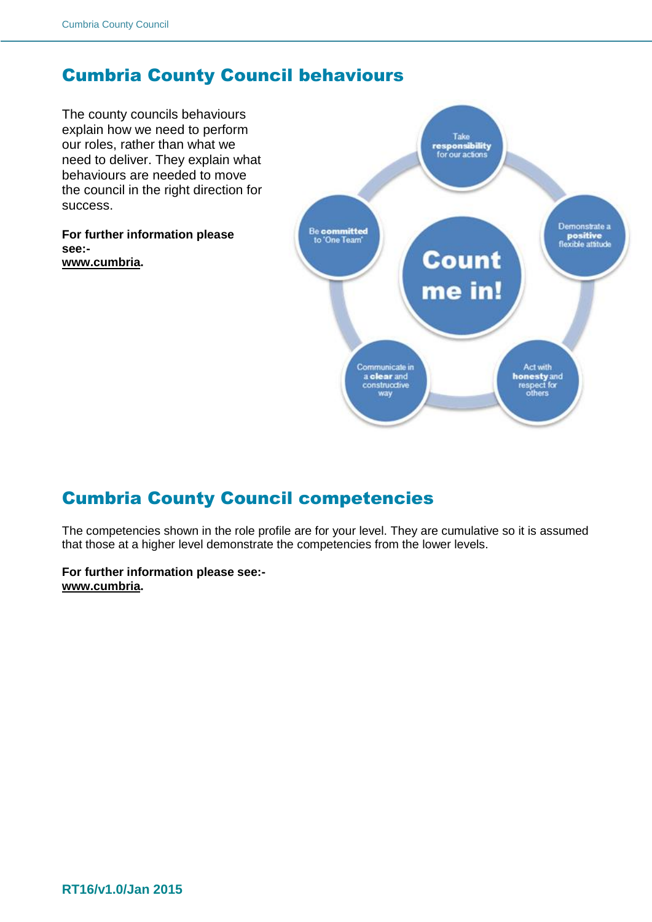## Cumbria County Council behaviours

The county councils behaviours explain how we need to perform our roles, rather than what we need to deliver. They explain what behaviours are needed to move the council in the right direction for success.

**For further information please see:-**
**www.cumbria.**

Count me in!

Take **responsibility** for our actions

Demonstrate a **positive** flexible attitude

Act with **honesty** and respect for others

Communicate in a **clear** and constructive way

Be **committed** to 'One Team'

## Cumbria County Council competencies

The competencies shown in the role profile are for your level. They are cumulative so it is assumed that those at a higher level demonstrate the competencies from the lower levels.

**For further information please see:-**
**www.cumbria.**

RT16/v1.0/Jan 2015